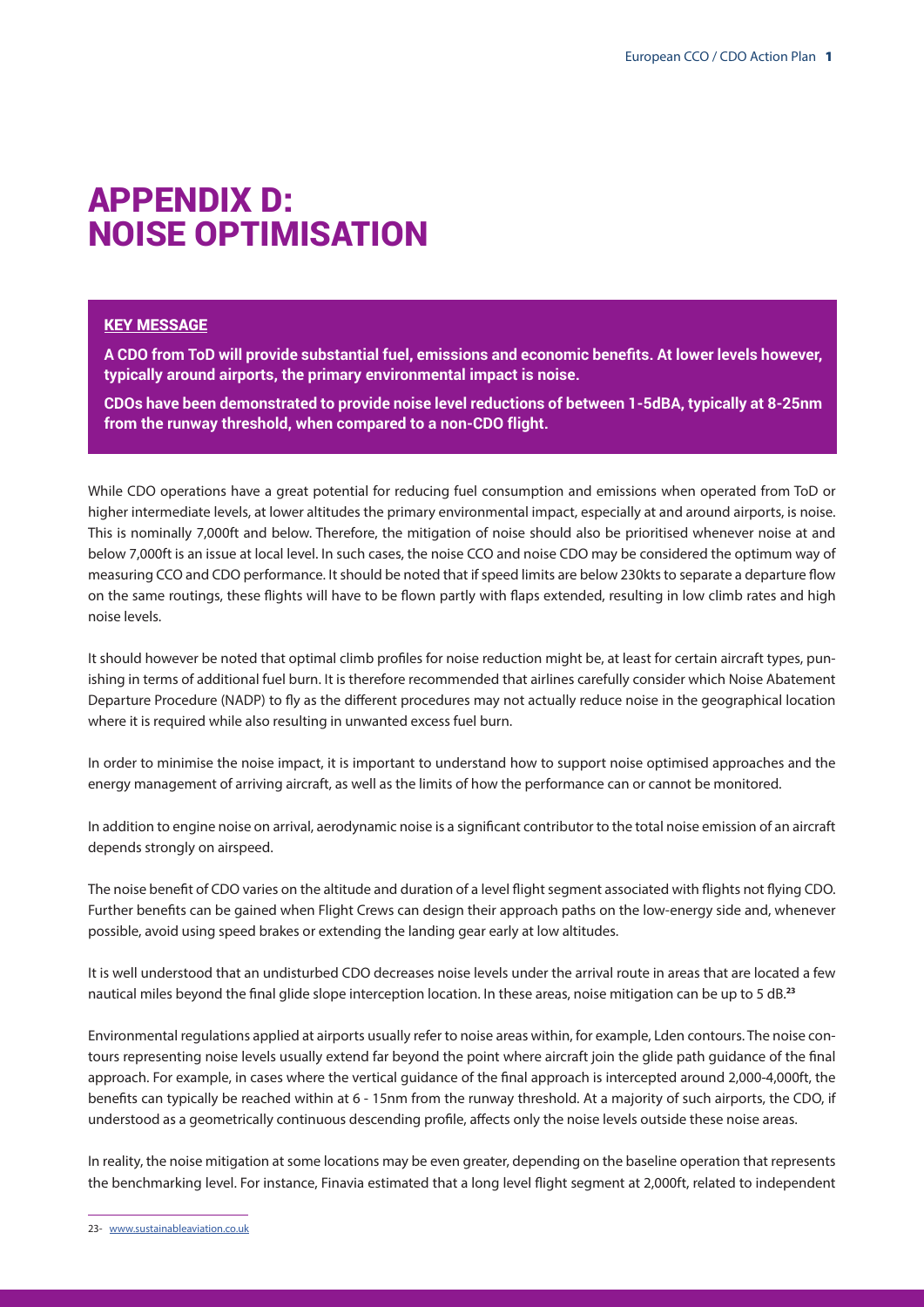# APPENDIX D: NOISE OPTIMISATION

**KEY MESSAGE**

**A CDO from ToD will provide substantial fuel, emissions and economic benefits. At lower levels however, typically around airports, the primary environmental impact is noise.**

**CDOs have been demonstrated to provide noise level reductions of between 1-5dBA, typically at 8-25nm from the runway threshold, when compared to a non-CDO flight.**

While CDO operations have a great potential for reducing fuel consumption and emissions when operated from ToD or higher intermediate levels, at lower altitudes the primary environmental impact, especially at and around airports, is noise. This is nominally 7,000ft and below. Therefore, the mitigation of noise should also be prioritised whenever noise at and below 7,000ft is an issue at local level. In such cases, the noise CCO and noise CDO may be considered the optimum way of measuring CCO and CDO performance. It should be noted that if speed limits are below 230kts to separate a departure flow on the same routings, these flights will have to be flown partly with flaps extended, resulting in low climb rates and high noise levels.

It should however be noted that optimal climb profiles for noise reduction might be, at least for certain aircraft types, punishing in terms of additional fuel burn. It is therefore recommended that airlines carefully consider which Noise Abatement Departure Procedure (NADP) to fly as the different procedures may not actually reduce noise in the geographical location where it is required while also resulting in unwanted excess fuel burn.

In order to minimise the noise impact, it is important to understand how to support noise optimised approaches and the energy management of arriving aircraft, as well as the limits of how the performance can or cannot be monitored.

In addition to engine noise on arrival, aerodynamic noise is a significant contributor to the total noise emission of an aircraft depends strongly on airspeed.

The noise benefit of CDO varies on the altitude and duration of a level flight segment associated with flights not flying CDO. Further benefits can be gained when Flight Crews can design their approach paths on the low-energy side and, whenever possible, avoid using speed brakes or extending the landing gear early at low altitudes.

It is well understood that an undisturbed CDO decreases noise levels under the arrival route in areas that are located a few nautical miles beyond the final glide slope interception location. In these areas, noise mitigation can be up to 5 dB.[23]

Environmental regulations applied at airports usually refer to noise areas within, for example, Lden contours. The noise contours representing noise levels usually extend far beyond the point where aircraft join the glide path guidance of the final approach. For example, in cases where the vertical guidance of the final approach is intercepted around 2,000-4,000ft, the benefits can typically be reached within at 6 - 15nm from the runway threshold. At a majority of such airports, the CDO, if understood as a geometrically continuous descending profile, affects only the noise levels outside these noise areas.

In reality, the noise mitigation at some locations may be even greater, depending on the baseline operation that represents the benchmarking level. For instance, Finavia estimated that a long level flight segment at 2,000ft, related to independent

23- www.sustainableaviation.co.uk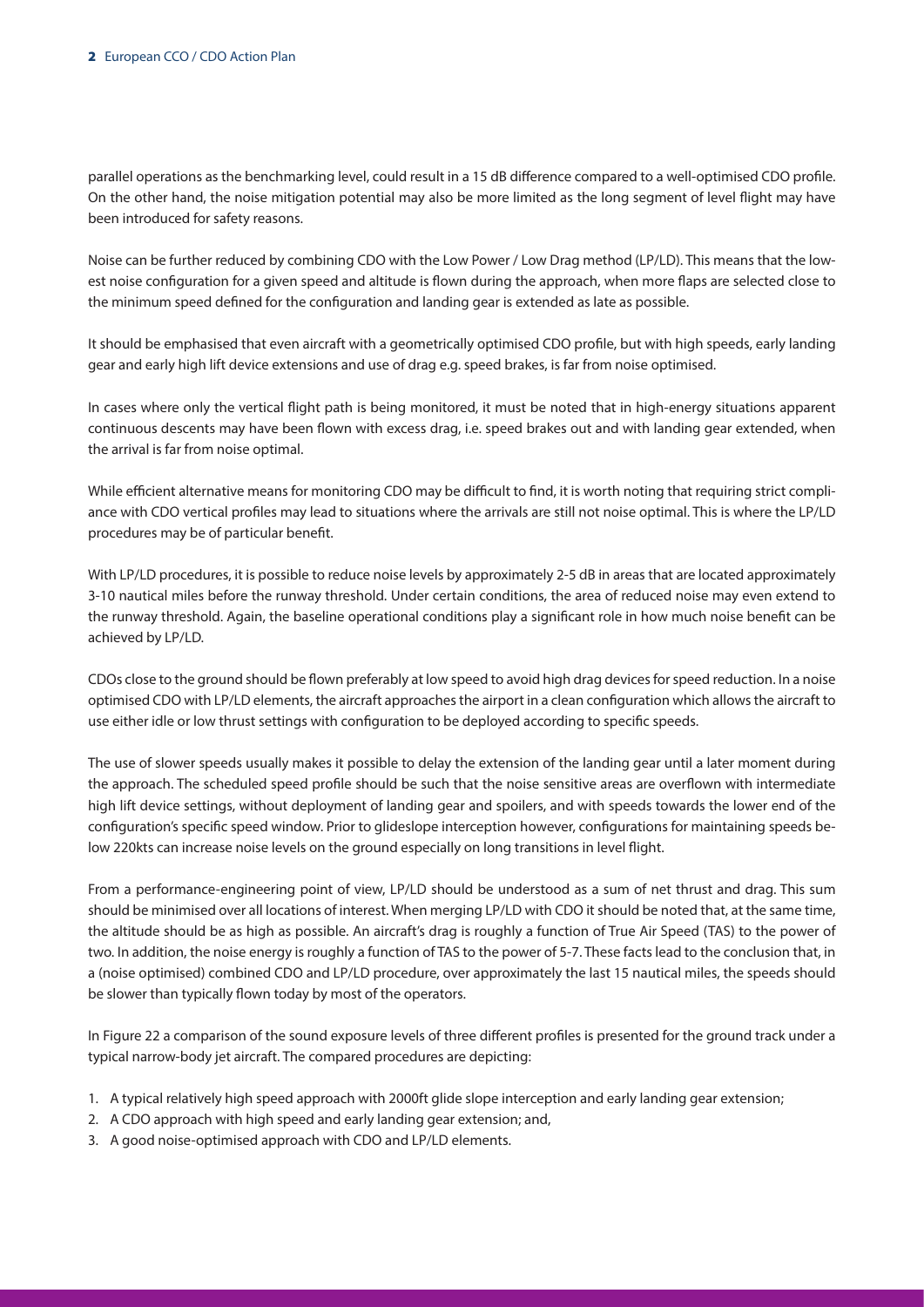parallel operations as the benchmarking level, could result in a 15 dB difference compared to a well-optimised CDO profile. On the other hand, the noise mitigation potential may also be more limited as the long segment of level flight may have been introduced for safety reasons.

Noise can be further reduced by combining CDO with the Low Power / Low Drag method (LP/LD). This means that the lowest noise configuration for a given speed and altitude is flown during the approach, when more flaps are selected close to the minimum speed defined for the configuration and landing gear is extended as late as possible.

It should be emphasised that even aircraft with a geometrically optimised CDO profile, but with high speeds, early landing gear and early high lift device extensions and use of drag e.g. speed brakes, is far from noise optimised.

In cases where only the vertical flight path is being monitored, it must be noted that in high-energy situations apparent continuous descents may have been flown with excess drag, i.e. speed brakes out and with landing gear extended, when the arrival is far from noise optimal.

While efficient alternative means for monitoring CDO may be difficult to find, it is worth noting that requiring strict compliance with CDO vertical profiles may lead to situations where the arrivals are still not noise optimal. This is where the LP/LD procedures may be of particular benefit.

With LP/LD procedures, it is possible to reduce noise levels by approximately 2-5 dB in areas that are located approximately 3-10 nautical miles before the runway threshold. Under certain conditions, the area of reduced noise may even extend to the runway threshold. Again, the baseline operational conditions play a significant role in how much noise benefit can be achieved by LP/LD.

CDOs close to the ground should be flown preferably at low speed to avoid high drag devices for speed reduction. In a noise optimised CDO with LP/LD elements, the aircraft approaches the airport in a clean configuration which allows the aircraft to use either idle or low thrust settings with configuration to be deployed according to specific speeds.

The use of slower speeds usually makes it possible to delay the extension of the landing gear until a later moment during the approach. The scheduled speed profile should be such that the noise sensitive areas are overflown with intermediate high lift device settings, without deployment of landing gear and spoilers, and with speeds towards the lower end of the configuration's specific speed window. Prior to glideslope interception however, configurations for maintaining speeds below 220kts can increase noise levels on the ground especially on long transitions in level flight.

From a performance-engineering point of view, LP/LD should be understood as a sum of net thrust and drag. This sum should be minimised over all locations of interest. When merging LP/LD with CDO it should be noted that, at the same time, the altitude should be as high as possible. An aircraft's drag is roughly a function of True Air Speed (TAS) to the power of two. In addition, the noise energy is roughly a function of TAS to the power of 5-7. These facts lead to the conclusion that, in a (noise optimised) combined CDO and LP/LD procedure, over approximately the last 15 nautical miles, the speeds should be slower than typically flown today by most of the operators.

In Figure 22 a comparison of the sound exposure levels of three different profiles is presented for the ground track under a typical narrow-body jet aircraft. The compared procedures are depicting:

1. A typical relatively high speed approach with 2000ft glide slope interception and early landing gear extension;
2. A CDO approach with high speed and early landing gear extension; and,
3. A good noise-optimised approach with CDO and LP/LD elements.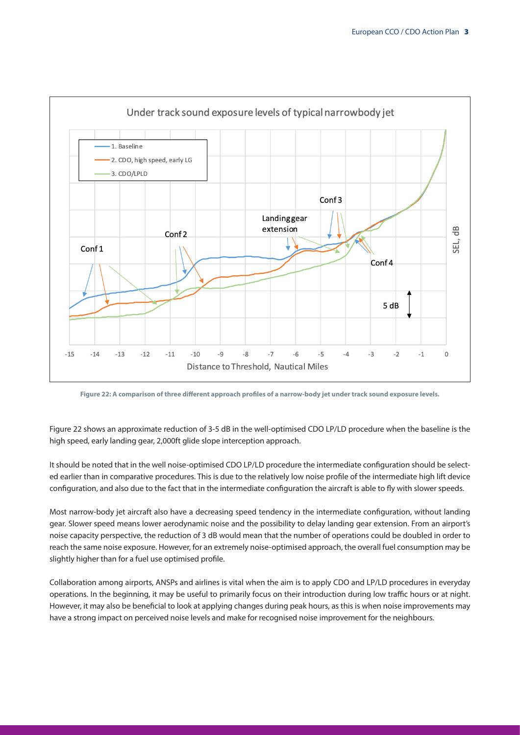Under track sound exposure levels of typical narrowbody jet

1. Baseline
2. CDO, high speed, early LG
3. CDO/LPLD

Conf 1
Conf 2
Landing gear extension
Conf 3
Conf 4
5 dB
SEL, dB

-15 -14 -13 -12 -11 -10 -9 -8 -7 -6 -5 -4 -3 -2 -1 0

Distance to Threshold, Nautical Miles

**Figure 22: A comparison of three different approach profiles of a narrow-body jet under track sound exposure levels.**

Figure 22 shows an approximate reduction of 3-5 dB in the well-optimised CDO LP/LD procedure when the baseline is the high speed, early landing gear, 2,000ft glide slope interception approach.

It should be noted that in the well noise-optimised CDO LP/LD procedure the intermediate configuration should be selected earlier than in comparative procedures. This is due to the relatively low noise profile of the intermediate high lift device configuration, and also due to the fact that in the intermediate configuration the aircraft is able to fly with slower speeds.

Most narrow-body jet aircraft also have a decreasing speed tendency in the intermediate configuration, without landing gear. Slower speed means lower aerodynamic noise and the possibility to delay landing gear extension. From an airport's noise capacity perspective, the reduction of 3 dB would mean that the number of operations could be doubled in order to reach the same noise exposure. However, for an extremely noise-optimised approach, the overall fuel consumption may be slightly higher than for a fuel use optimised profile.

Collaboration among airports, ANSPs and airlines is vital when the aim is to apply CDO and LP/LD procedures in everyday operations. In the beginning, it may be useful to primarily focus on their introduction during low traffic hours or at night. However, it may also be beneficial to look at applying changes during peak hours, as this is when noise improvements may have a strong impact on perceived noise levels and make for recognised noise improvement for the neighbours.